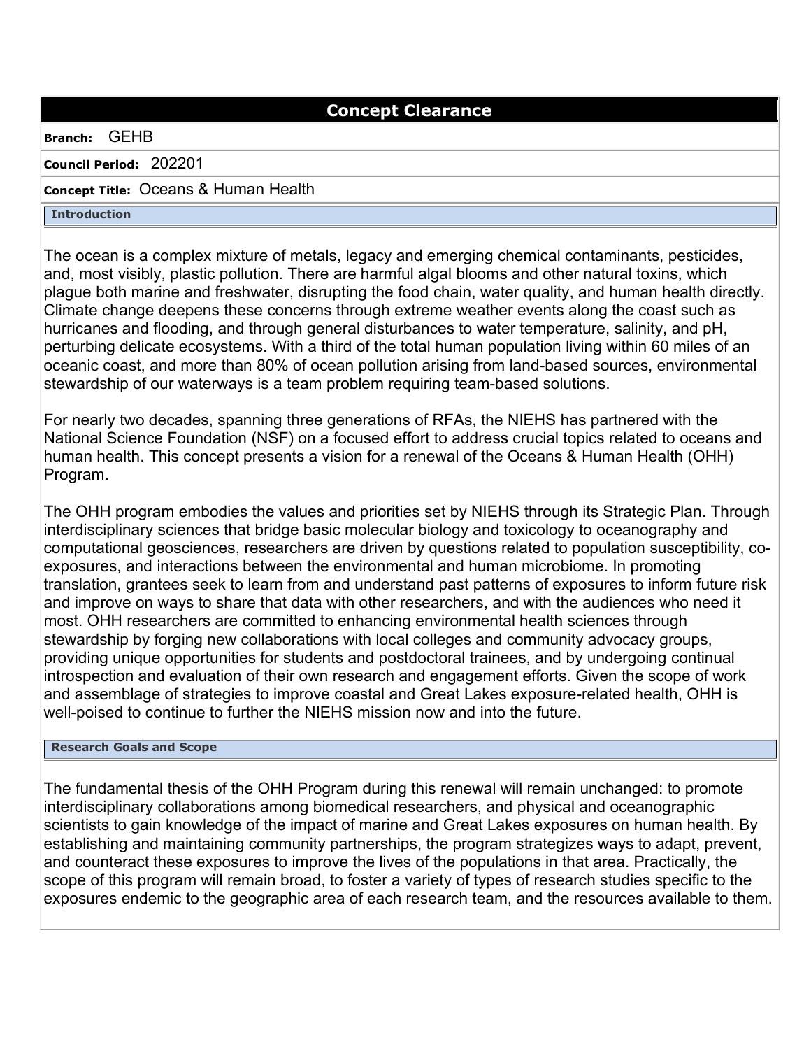# Concept Clearance

**Branch:** GEHB

**Council Period:** 202201

**Concept Title:** Oceans & Human Health

## Introduction

The ocean is a complex mixture of metals, legacy and emerging chemical contaminants, pesticides, and, most visibly, plastic pollution. There are harmful algal blooms and other natural toxins, which plague both marine and freshwater, disrupting the food chain, water quality, and human health directly. Climate change deepens these concerns through extreme weather events along the coast such as hurricanes and flooding, and through general disturbances to water temperature, salinity, and pH, perturbing delicate ecosystems. With a third of the total human population living within 60 miles of an oceanic coast, and more than 80% of ocean pollution arising from land-based sources, environmental stewardship of our waterways is a team problem requiring team-based solutions.

For nearly two decades, spanning three generations of RFAs, the NIEHS has partnered with the National Science Foundation (NSF) on a focused effort to address crucial topics related to oceans and human health. This concept presents a vision for a renewal of the Oceans & Human Health (OHH) Program.

The OHH program embodies the values and priorities set by NIEHS through its Strategic Plan. Through interdisciplinary sciences that bridge basic molecular biology and toxicology to oceanography and computational geosciences, researchers are driven by questions related to population susceptibility, co-exposures, and interactions between the environmental and human microbiome. In promoting translation, grantees seek to learn from and understand past patterns of exposures to inform future risk and improve on ways to share that data with other researchers, and with the audiences who need it most. OHH researchers are committed to enhancing environmental health sciences through stewardship by forging new collaborations with local colleges and community advocacy groups, providing unique opportunities for students and postdoctoral trainees, and by undergoing continual introspection and evaluation of their own research and engagement efforts. Given the scope of work and assemblage of strategies to improve coastal and Great Lakes exposure-related health, OHH is well-poised to continue to further the NIEHS mission now and into the future.

## Research Goals and Scope

The fundamental thesis of the OHH Program during this renewal will remain unchanged: to promote interdisciplinary collaborations among biomedical researchers, and physical and oceanographic scientists to gain knowledge of the impact of marine and Great Lakes exposures on human health. By establishing and maintaining community partnerships, the program strategizes ways to adapt, prevent, and counteract these exposures to improve the lives of the populations in that area. Practically, the scope of this program will remain broad, to foster a variety of types of research studies specific to the exposures endemic to the geographic area of each research team, and the resources available to them.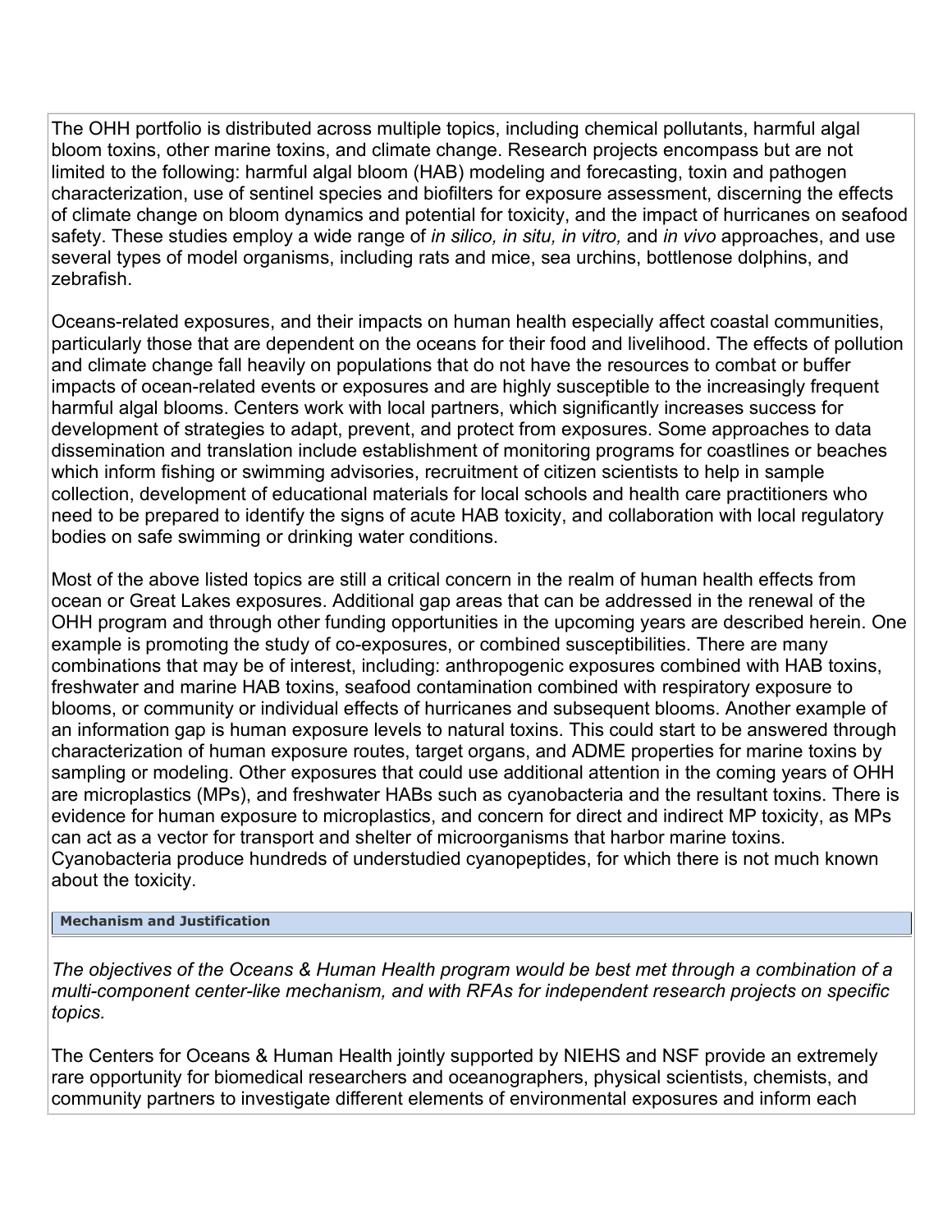The OHH portfolio is distributed across multiple topics, including chemical pollutants, harmful algal bloom toxins, other marine toxins, and climate change. Research projects encompass but are not limited to the following: harmful algal bloom (HAB) modeling and forecasting, toxin and pathogen characterization, use of sentinel species and biofilters for exposure assessment, discerning the effects of climate change on bloom dynamics and potential for toxicity, and the impact of hurricanes on seafood safety. These studies employ a wide range of *in silico, in situ, in vitro,* and *in vivo* approaches, and use several types of model organisms, including rats and mice, sea urchins, bottlenose dolphins, and zebrafish.

Oceans-related exposures, and their impacts on human health especially affect coastal communities, particularly those that are dependent on the oceans for their food and livelihood. The effects of pollution and climate change fall heavily on populations that do not have the resources to combat or buffer impacts of ocean-related events or exposures and are highly susceptible to the increasingly frequent harmful algal blooms. Centers work with local partners, which significantly increases success for development of strategies to adapt, prevent, and protect from exposures. Some approaches to data dissemination and translation include establishment of monitoring programs for coastlines or beaches which inform fishing or swimming advisories, recruitment of citizen scientists to help in sample collection, development of educational materials for local schools and health care practitioners who need to be prepared to identify the signs of acute HAB toxicity, and collaboration with local regulatory bodies on safe swimming or drinking water conditions.

Most of the above listed topics are still a critical concern in the realm of human health effects from ocean or Great Lakes exposures. Additional gap areas that can be addressed in the renewal of the OHH program and through other funding opportunities in the upcoming years are described herein. One example is promoting the study of co-exposures, or combined susceptibilities. There are many combinations that may be of interest, including: anthropogenic exposures combined with HAB toxins, freshwater and marine HAB toxins, seafood contamination combined with respiratory exposure to blooms, or community or individual effects of hurricanes and subsequent blooms. Another example of an information gap is human exposure levels to natural toxins. This could start to be answered through characterization of human exposure routes, target organs, and ADME properties for marine toxins by sampling or modeling. Other exposures that could use additional attention in the coming years of OHH are microplastics (MPs), and freshwater HABs such as cyanobacteria and the resultant toxins. There is evidence for human exposure to microplastics, and concern for direct and indirect MP toxicity, as MPs can act as a vector for transport and shelter of microorganisms that harbor marine toxins. Cyanobacteria produce hundreds of understudied cyanopeptides, for which there is not much known about the toxicity.

**Mechanism and Justification**

*The objectives of the Oceans & Human Health program would be best met through a combination of a multi-component center-like mechanism, and with RFAs for independent research projects on specific topics.*

The Centers for Oceans & Human Health jointly supported by NIEHS and NSF provide an extremely rare opportunity for biomedical researchers and oceanographers, physical scientists, chemists, and community partners to investigate different elements of environmental exposures and inform each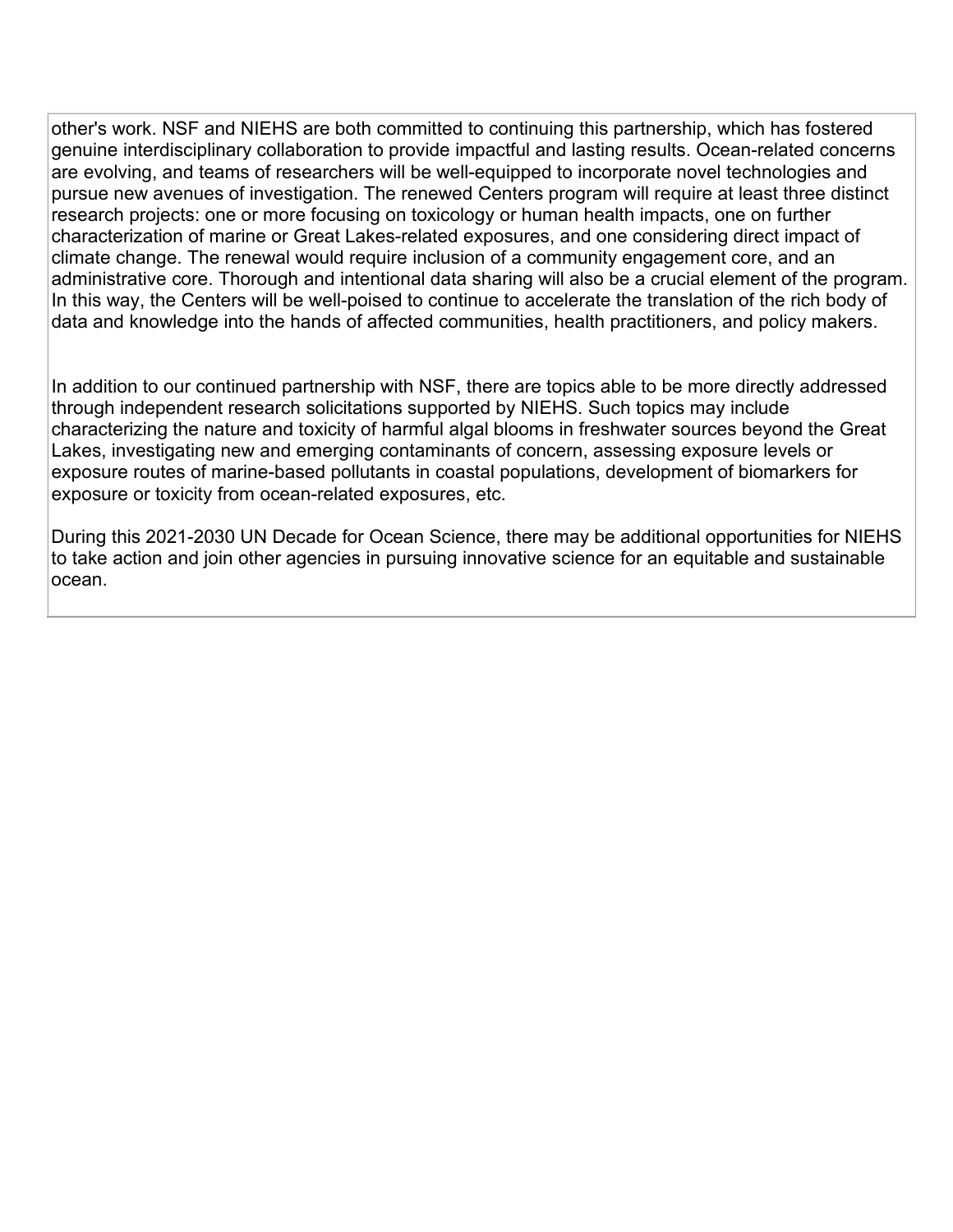other's work. NSF and NIEHS are both committed to continuing this partnership, which has fostered genuine interdisciplinary collaboration to provide impactful and lasting results. Ocean-related concerns are evolving, and teams of researchers will be well-equipped to incorporate novel technologies and pursue new avenues of investigation. The renewed Centers program will require at least three distinct research projects: one or more focusing on toxicology or human health impacts, one on further characterization of marine or Great Lakes-related exposures, and one considering direct impact of climate change. The renewal would require inclusion of a community engagement core, and an administrative core. Thorough and intentional data sharing will also be a crucial element of the program. In this way, the Centers will be well-poised to continue to accelerate the translation of the rich body of data and knowledge into the hands of affected communities, health practitioners, and policy makers.

In addition to our continued partnership with NSF, there are topics able to be more directly addressed through independent research solicitations supported by NIEHS. Such topics may include characterizing the nature and toxicity of harmful algal blooms in freshwater sources beyond the Great Lakes, investigating new and emerging contaminants of concern, assessing exposure levels or exposure routes of marine-based pollutants in coastal populations, development of biomarkers for exposure or toxicity from ocean-related exposures, etc.

During this 2021-2030 UN Decade for Ocean Science, there may be additional opportunities for NIEHS to take action and join other agencies in pursuing innovative science for an equitable and sustainable ocean.